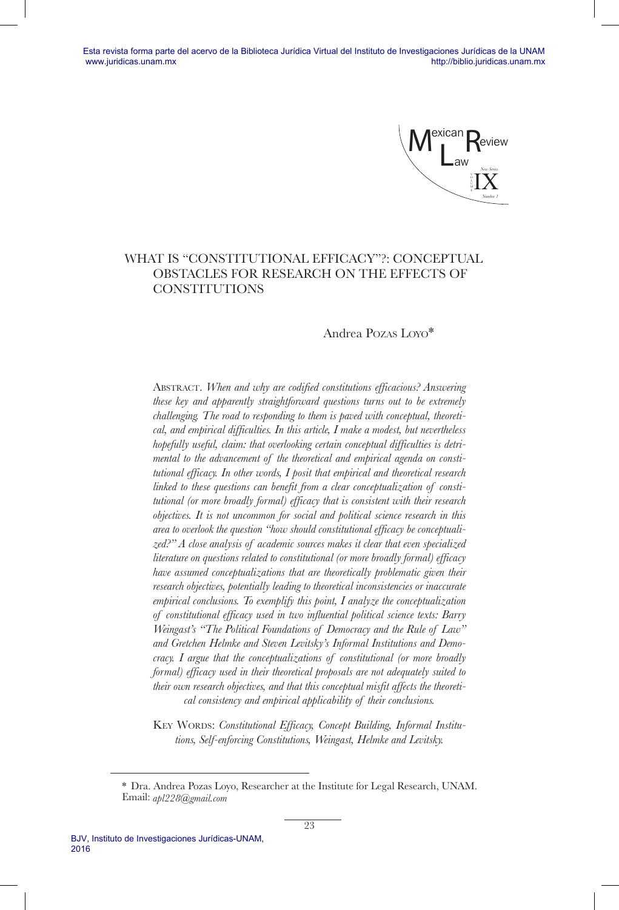# WHAT IS "CONSTITUTIONAL EFFICACY"?: CONCEPTUAL OBSTACLES FOR RESEARCH ON THE EFFECTS OF CONSTITUTIONS

Andrea Pozas Loyo*

Abstract. *When and why are codified constitutions efficacious? Answering these key and apparently straightforward questions turns out to be extremely challenging. The road to responding to them is paved with conceptual, theoretical, and empirical difficulties. In this article, I make a modest, but nevertheless hopefully useful, claim: that overlooking certain conceptual difficulties is detrimental to the advancement of the theoretical and empirical agenda on constitutional efficacy. In other words, I posit that empirical and theoretical research linked to these questions can benefit from a clear conceptualization of constitutional (or more broadly formal) efficacy that is consistent with their research objectives. It is not uncommon for social and political science research in this area to overlook the question "how should constitutional efficacy be conceptualized?" A close analysis of academic sources makes it clear that even specialized literature on questions related to constitutional (or more broadly formal) efficacy have assumed conceptualizations that are theoretically problematic given their research objectives, potentially leading to theoretical inconsistencies or inaccurate empirical conclusions. To exemplify this point, I analyze the conceptualization of constitutional efficacy used in two influential political science texts: Barry Weingast's "The Political Foundations of Democracy and the Rule of Law" and Gretchen Helmke and Steven Levitsky's Informal Institutions and Democracy. I argue that the conceptualizations of constitutional (or more broadly formal) efficacy used in their theoretical proposals are not adequately suited to their own research objectives, and that this conceptual misfit affects the theoretical consistency and empirical applicability of their conclusions.*

Key Words: *Constitutional Efficacy, Concept Building, Informal Institutions, Self-enforcing Constitutions, Weingast, Helmke and Levitsky.*

---

* Dra. Andrea Pozas Loyo, Researcher at the Institute for Legal Research, UNAM. Email: *apl228@gmail.com*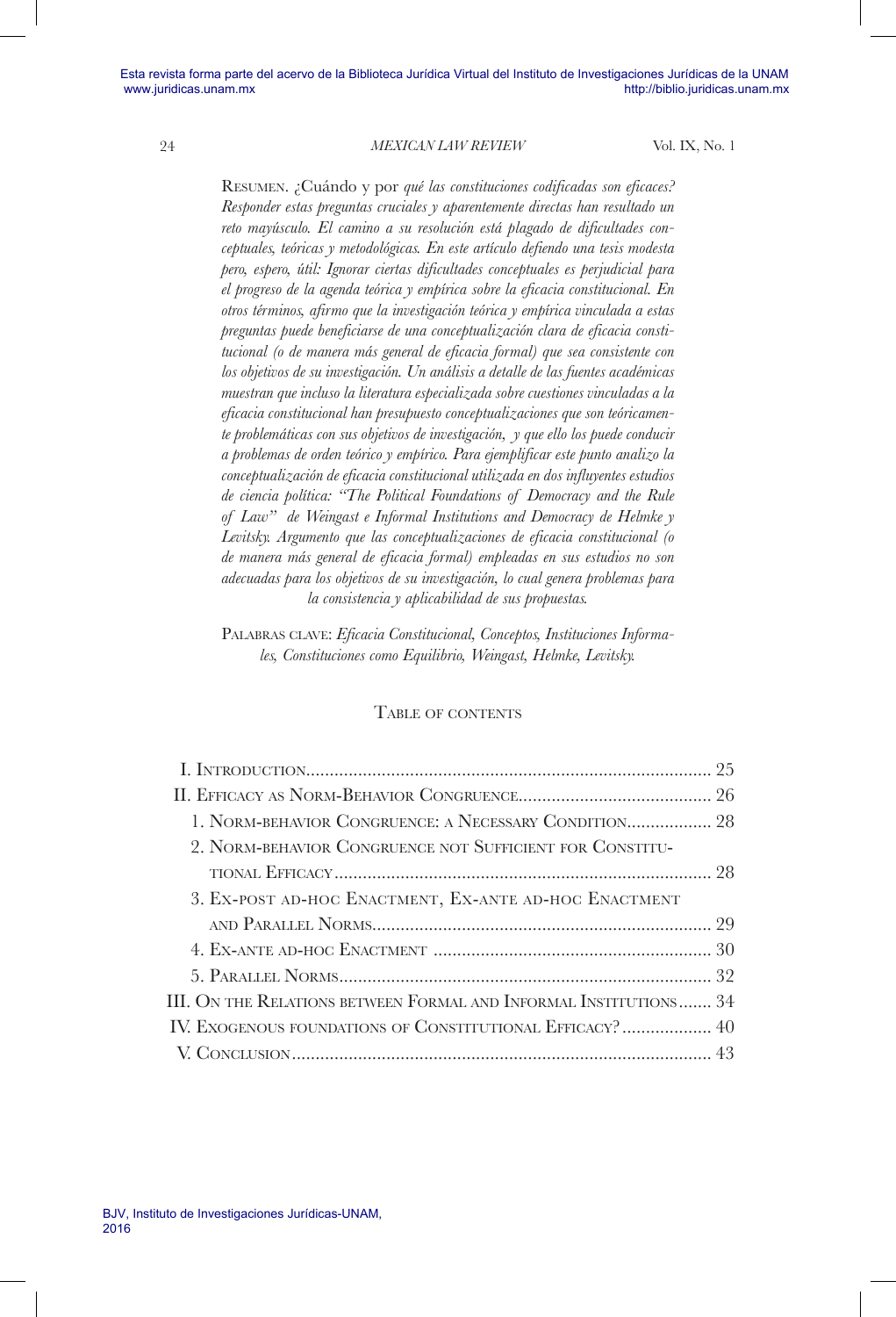Resumen. ¿Cuándo y por *qué las constituciones codificadas son eficaces? Responder estas preguntas cruciales y aparentemente directas han resultado un reto mayúsculo. El camino a su resolución está plagado de dificultades conceptuales, teóricas y metodológicas. En este artículo defiendo una tesis modesta pero, espero, útil: Ignorar ciertas dificultades conceptuales es perjudicial para el progreso de la agenda teórica y empírica sobre la eficacia constitucional. En otros términos, afirmo que la investigación teórica y empírica vinculada a estas preguntas puede beneficiarse de una conceptualización clara de eficacia constitucional (o de manera más general de eficacia formal) que sea consistente con los objetivos de su investigación. Un análisis a detalle de las fuentes académicas muestran que incluso la literatura especializada sobre cuestiones vinculadas a la eficacia constitucional han presupuesto conceptualizaciones que son teóricamente problemáticas con sus objetivos de investigación, y que ello los puede conducir a problemas de orden teórico y empírico. Para ejemplificar este punto analizo la conceptualización de eficacia constitucional utilizada en dos influyentes estudios de ciencia política: "The Political Foundations of Democracy and the Rule of Law" de Weingast e Informal Institutions and Democracy de Helmke y Levitsky. Argumento que las conceptualizaciones de eficacia constitucional (o de manera más general de eficacia formal) empleadas en sus estudios no son adecuadas para los objetivos de su investigación, lo cual genera problemas para la consistencia y aplicabilidad de sus propuestas.*

Palabras clave: *Eficacia Constitucional, Conceptos, Instituciones Informales, Constituciones como Equilibrio, Weingast, Helmke, Levitsky.*

## Table of contents

- I. Introduction ..... 25
- II. Efficacy as Norm-Behavior Congruence ..... 26
  - 1. Norm-behavior Congruence: a Necessary Condition ..... 28
  - 2. Norm-behavior Congruence not Sufficient for Constitutional Efficacy ..... 28
  - 3. Ex-post ad-hoc Enactment, Ex-ante ad-hoc Enactment and Parallel Norms ..... 29
  - 4. Ex-ante ad-hoc Enactment ..... 30
  - 5. Parallel Norms ..... 32
- III. On the Relations between Formal and Informal Institutions ..... 34
- IV. Exogenous foundations of Constitutional Efficacy? ..... 40
- V. Conclusion ..... 43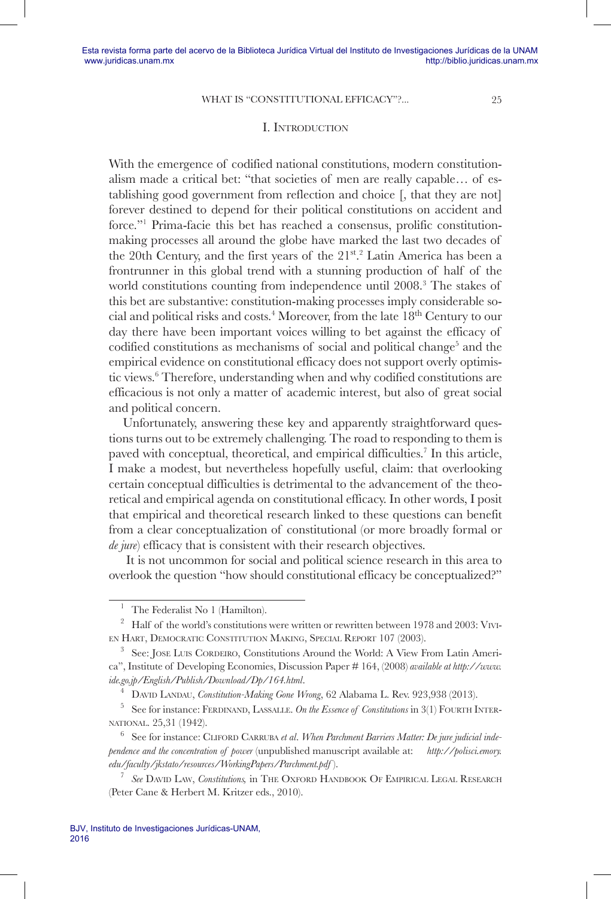## I. Introduction

With the emergence of codified national constitutions, modern constitutionalism made a critical bet: "that societies of men are really capable… of establishing good government from reflection and choice [, that they are not] forever destined to depend for their political constitutions on accident and force."[1] Prima-facie this bet has reached a consensus, prolific constitution-making processes all around the globe have marked the last two decades of the 20th Century, and the first years of the 21st.[2] Latin America has been a frontrunner in this global trend with a stunning production of half of the world constitutions counting from independence until 2008.[3] The stakes of this bet are substantive: constitution-making processes imply considerable social and political risks and costs.[4] Moreover, from the late 18th Century to our day there have been important voices willing to bet against the efficacy of codified constitutions as mechanisms of social and political change[5] and the empirical evidence on constitutional efficacy does not support overly optimistic views.[6] Therefore, understanding when and why codified constitutions are efficacious is not only a matter of academic interest, but also of great social and political concern.

Unfortunately, answering these key and apparently straightforward questions turns out to be extremely challenging. The road to responding to them is paved with conceptual, theoretical, and empirical difficulties.[7] In this article, I make a modest, but nevertheless hopefully useful, claim: that overlooking certain conceptual difficulties is detrimental to the advancement of the theoretical and empirical agenda on constitutional efficacy. In other words, I posit that empirical and theoretical research linked to these questions can benefit from a clear conceptualization of constitutional (or more broadly formal or *de jure*) efficacy that is consistent with their research objectives.

It is not uncommon for social and political science research in this area to overlook the question "how should constitutional efficacy be conceptualized?"

---

[1] The Federalist No 1 (Hamilton).

[2] Half of the world's constitutions were written or rewritten between 1978 and 2003: Vivien Hart, Democratic Constitution Making, Special Report 107 (2003).

[3] See: Jose Luis Cordeiro, Constitutions Around the World: A View From Latin America", Institute of Developing Economies, Discussion Paper # 164, (2008) *available at http://www.ide.go.jp/English/Publish/Download/Dp/164.html*.

[4] David Landau, *Constitution-Making Gone Wrong*, 62 Alabama L. Rev. 923,938 (2013).

[5] See for instance: Ferdinand, Lassalle. *On the Essence of Constitutions* in 3(1) Fourth International. 25,31 (1942).

[6] See for instance: Cliford Carruba *et al*. *When Parchment Barriers Matter: De jure judicial independence and the concentration of power* (unpublished manuscript available at: *http://polisci.emory.edu/faculty/jkstato/resources/WorkingPapers/Parchment.pdf*).

[7] *See* David Law, *Constitutions,* in The Oxford Handbook Of Empirical Legal Research (Peter Cane & Herbert M. Kritzer eds., 2010).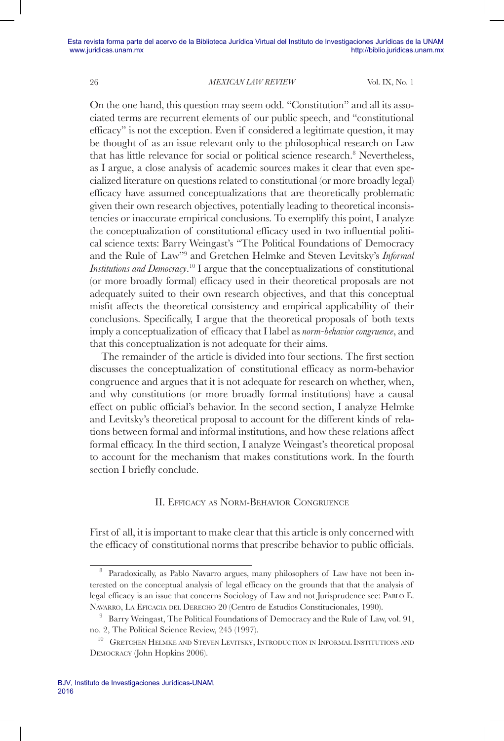On the one hand, this question may seem odd. "Constitution" and all its associated terms are recurrent elements of our public speech, and "constitutional efficacy" is not the exception. Even if considered a legitimate question, it may be thought of as an issue relevant only to the philosophical research on Law that has little relevance for social or political science research.[8] Nevertheless, as I argue, a close analysis of academic sources makes it clear that even specialized literature on questions related to constitutional (or more broadly legal) efficacy have assumed conceptualizations that are theoretically problematic given their own research objectives, potentially leading to theoretical inconsistencies or inaccurate empirical conclusions. To exemplify this point, I analyze the conceptualization of constitutional efficacy used in two influential political science texts: Barry Weingast's "The Political Foundations of Democracy and the Rule of Law"[9] and Gretchen Helmke and Steven Levitsky's *Informal Institutions and Democracy*.[10] I argue that the conceptualizations of constitutional (or more broadly formal) efficacy used in their theoretical proposals are not adequately suited to their own research objectives, and that this conceptual misfit affects the theoretical consistency and empirical applicability of their conclusions. Specifically, I argue that the theoretical proposals of both texts imply a conceptualization of efficacy that I label as *norm-behavior congruence*, and that this conceptualization is not adequate for their aims.

The remainder of the article is divided into four sections. The first section discusses the conceptualization of constitutional efficacy as norm-behavior congruence and argues that it is not adequate for research on whether, when, and why constitutions (or more broadly formal institutions) have a causal effect on public official's behavior. In the second section, I analyze Helmke and Levitsky's theoretical proposal to account for the different kinds of relations between formal and informal institutions, and how these relations affect formal efficacy. In the third section, I analyze Weingast's theoretical proposal to account for the mechanism that makes constitutions work. In the fourth section I briefly conclude.

## II. Efficacy as Norm-Behavior Congruence

First of all, it is important to make clear that this article is only concerned with the efficacy of constitutional norms that prescribe behavior to public officials.

---

[8] Paradoxically, as Pablo Navarro argues, many philosophers of Law have not been interested on the conceptual analysis of legal efficacy on the grounds that that the analysis of legal efficacy is an issue that concerns Sociology of Law and not Jurisprudence see: Pablo E. Navarro, La Eficacia del Derecho 20 (Centro de Estudios Constitucionales, 1990).

[9] Barry Weingast, The Political Foundations of Democracy and the Rule of Law, vol. 91, no. 2, The Political Science Review, 245 (1997).

[10] Gretchen Helmke and Steven Levitsky, Introduction in Informal Institutions and Democracy (John Hopkins 2006).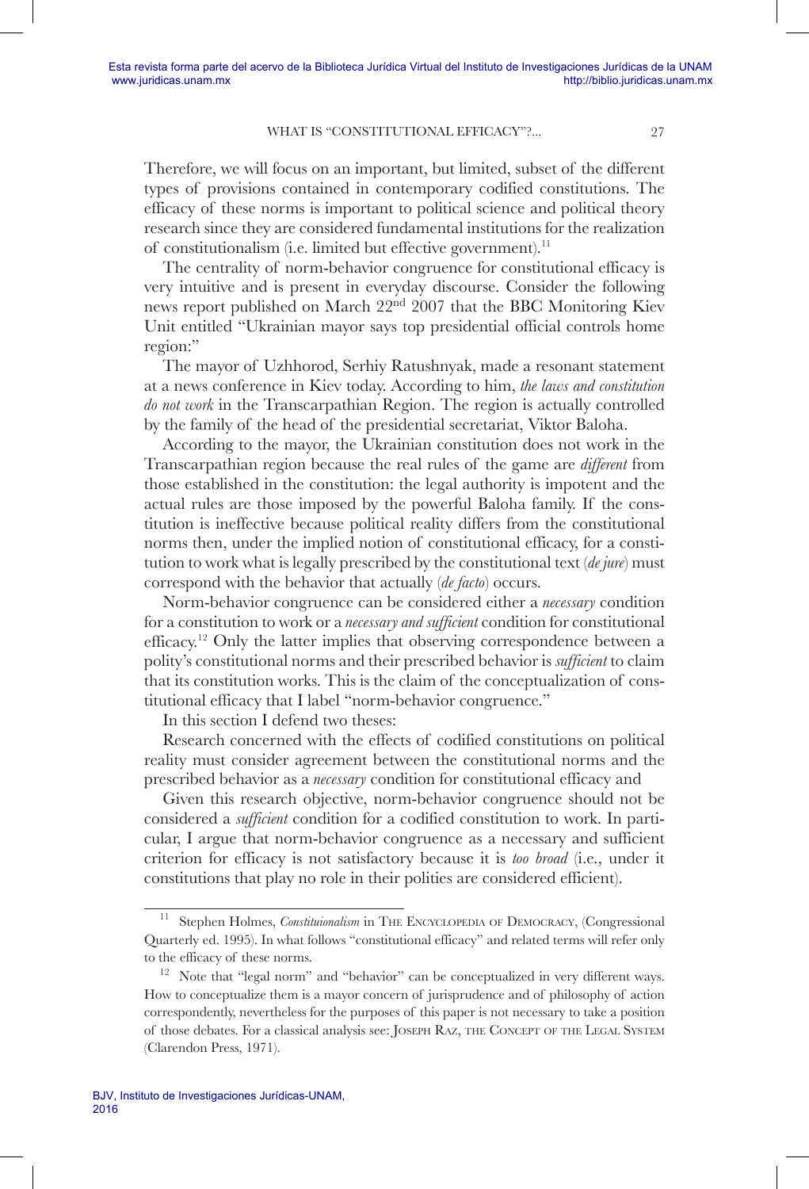Therefore, we will focus on an important, but limited, subset of the different types of provisions contained in contemporary codified constitutions. The efficacy of these norms is important to political science and political theory research since they are considered fundamental institutions for the realization of constitutionalism (i.e. limited but effective government).[11]

The centrality of norm-behavior congruence for constitutional efficacy is very intuitive and is present in everyday discourse. Consider the following news report published on March 22nd 2007 that the BBC Monitoring Kiev Unit entitled "Ukrainian mayor says top presidential official controls home region:"

The mayor of Uzhhorod, Serhiy Ratushnyak, made a resonant statement at a news conference in Kiev today. According to him, *the laws and constitution do not work* in the Transcarpathian Region. The region is actually controlled by the family of the head of the presidential secretariat, Viktor Baloha.

According to the mayor, the Ukrainian constitution does not work in the Transcarpathian region because the real rules of the game are *different* from those established in the constitution: the legal authority is impotent and the actual rules are those imposed by the powerful Baloha family. If the constitution is ineffective because political reality differs from the constitutional norms then, under the implied notion of constitutional efficacy, for a constitution to work what is legally prescribed by the constitutional text (*de jure*) must correspond with the behavior that actually (*de facto*) occurs.

Norm-behavior congruence can be considered either a *necessary* condition for a constitution to work or a *necessary and sufficient* condition for constitutional efficacy.[12] Only the latter implies that observing correspondence between a polity's constitutional norms and their prescribed behavior is *sufficient* to claim that its constitution works. This is the claim of the conceptualization of constitutional efficacy that I label "norm-behavior congruence."

In this section I defend two theses:

Research concerned with the effects of codified constitutions on political reality must consider agreement between the constitutional norms and the prescribed behavior as a *necessary* condition for constitutional efficacy and

Given this research objective, norm-behavior congruence should not be considered a *sufficient* condition for a codified constitution to work. In particular, I argue that norm-behavior congruence as a necessary and sufficient criterion for efficacy is not satisfactory because it is *too broad* (i.e., under it constitutions that play no role in their polities are considered efficient).

---

[11] Stephen Holmes, *Constituionalism* in The Encyclopedia of Democracy, (Congressional Quarterly ed. 1995). In what follows "constitutional efficacy" and related terms will refer only to the efficacy of these norms.

[12] Note that "legal norm" and "behavior" can be conceptualized in very different ways. How to conceptualize them is a mayor concern of jurisprudence and of philosophy of action correspondently, nevertheless for the purposes of this paper is not necessary to take a position of those debates. For a classical analysis see: Joseph Raz, the Concept of the Legal System (Clarendon Press, 1971).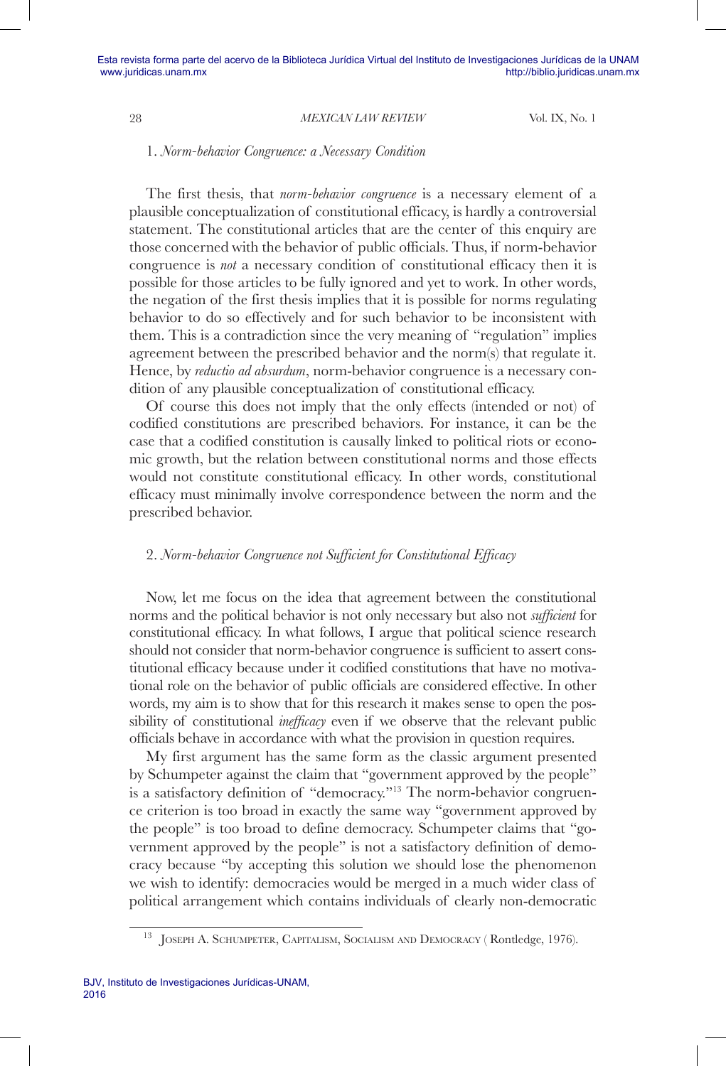### 1. *Norm-behavior Congruence: a Necessary Condition*

The first thesis, that *norm-behavior congruence* is a necessary element of a plausible conceptualization of constitutional efficacy, is hardly a controversial statement. The constitutional articles that are the center of this enquiry are those concerned with the behavior of public officials. Thus, if norm-behavior congruence is *not* a necessary condition of constitutional efficacy then it is possible for those articles to be fully ignored and yet to work. In other words, the negation of the first thesis implies that it is possible for norms regulating behavior to do so effectively and for such behavior to be inconsistent with them. This is a contradiction since the very meaning of "regulation" implies agreement between the prescribed behavior and the norm(s) that regulate it. Hence, by *reductio ad absurdum*, norm-behavior congruence is a necessary condition of any plausible conceptualization of constitutional efficacy.

Of course this does not imply that the only effects (intended or not) of codified constitutions are prescribed behaviors. For instance, it can be the case that a codified constitution is causally linked to political riots or economic growth, but the relation between constitutional norms and those effects would not constitute constitutional efficacy. In other words, constitutional efficacy must minimally involve correspondence between the norm and the prescribed behavior.

### 2. *Norm-behavior Congruence not Sufficient for Constitutional Efficacy*

Now, let me focus on the idea that agreement between the constitutional norms and the political behavior is not only necessary but also not *sufficient* for constitutional efficacy. In what follows, I argue that political science research should not consider that norm-behavior congruence is sufficient to assert constitutional efficacy because under it codified constitutions that have no motivational role on the behavior of public officials are considered effective. In other words, my aim is to show that for this research it makes sense to open the possibility of constitutional *inefficacy* even if we observe that the relevant public officials behave in accordance with what the provision in question requires.

My first argument has the same form as the classic argument presented by Schumpeter against the claim that "government approved by the people" is a satisfactory definition of "democracy."[13] The norm-behavior congruence criterion is too broad in exactly the same way "government approved by the people" is too broad to define democracy. Schumpeter claims that "government approved by the people" is not a satisfactory definition of democracy because "by accepting this solution we should lose the phenomenon we wish to identify: democracies would be merged in a much wider class of political arrangement which contains individuals of clearly non-democratic

[13] Joseph A. Schumpeter, Capitalism, Socialism and Democracy ( Rontledge, 1976).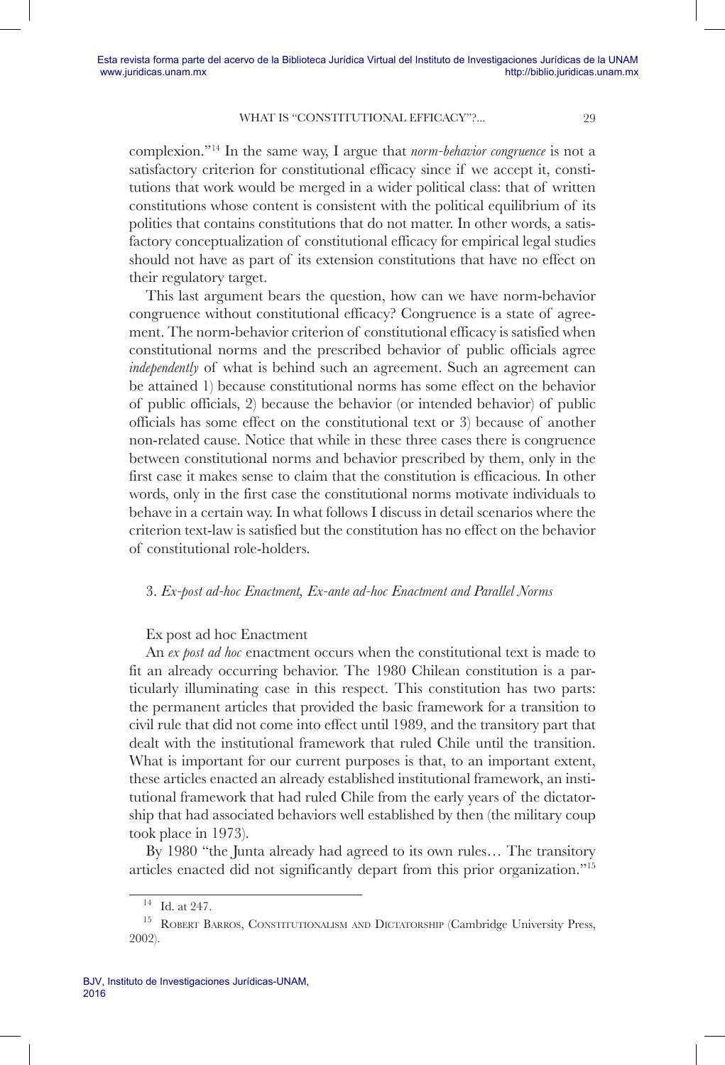complexion."[14] In the same way, I argue that *norm-behavior congruence* is not a satisfactory criterion for constitutional efficacy since if we accept it, constitutions that work would be merged in a wider political class: that of written constitutions whose content is consistent with the political equilibrium of its polities that contains constitutions that do not matter. In other words, a satisfactory conceptualization of constitutional efficacy for empirical legal studies should not have as part of its extension constitutions that have no effect on their regulatory target.

This last argument bears the question, how can we have norm-behavior congruence without constitutional efficacy? Congruence is a state of agreement. The norm-behavior criterion of constitutional efficacy is satisfied when constitutional norms and the prescribed behavior of public officials agree *independently* of what is behind such an agreement. Such an agreement can be attained 1) because constitutional norms has some effect on the behavior of public officials, 2) because the behavior (or intended behavior) of public officials has some effect on the constitutional text or 3) because of another non-related cause. Notice that while in these three cases there is congruence between constitutional norms and behavior prescribed by them, only in the first case it makes sense to claim that the constitution is efficacious. In other words, only in the first case the constitutional norms motivate individuals to behave in a certain way. In what follows I discuss in detail scenarios where the criterion text-law is satisfied but the constitution has no effect on the behavior of constitutional role-holders.

### 3. *Ex-post ad-hoc Enactment, Ex-ante ad-hoc Enactment and Parallel Norms*

Ex post ad hoc Enactment

An *ex post ad hoc* enactment occurs when the constitutional text is made to fit an already occurring behavior. The 1980 Chilean constitution is a particularly illuminating case in this respect. This constitution has two parts: the permanent articles that provided the basic framework for a transition to civil rule that did not come into effect until 1989, and the transitory part that dealt with the institutional framework that ruled Chile until the transition. What is important for our current purposes is that, to an important extent, these articles enacted an already established institutional framework, an institutional framework that had ruled Chile from the early years of the dictatorship that had associated behaviors well established by then (the military coup took place in 1973).

By 1980 "the Junta already had agreed to its own rules… The transitory articles enacted did not significantly depart from this prior organization."[15]

[14] Id. at 247.

[15] Robert Barros, Constitutionalism and Dictatorship (Cambridge University Press, 2002).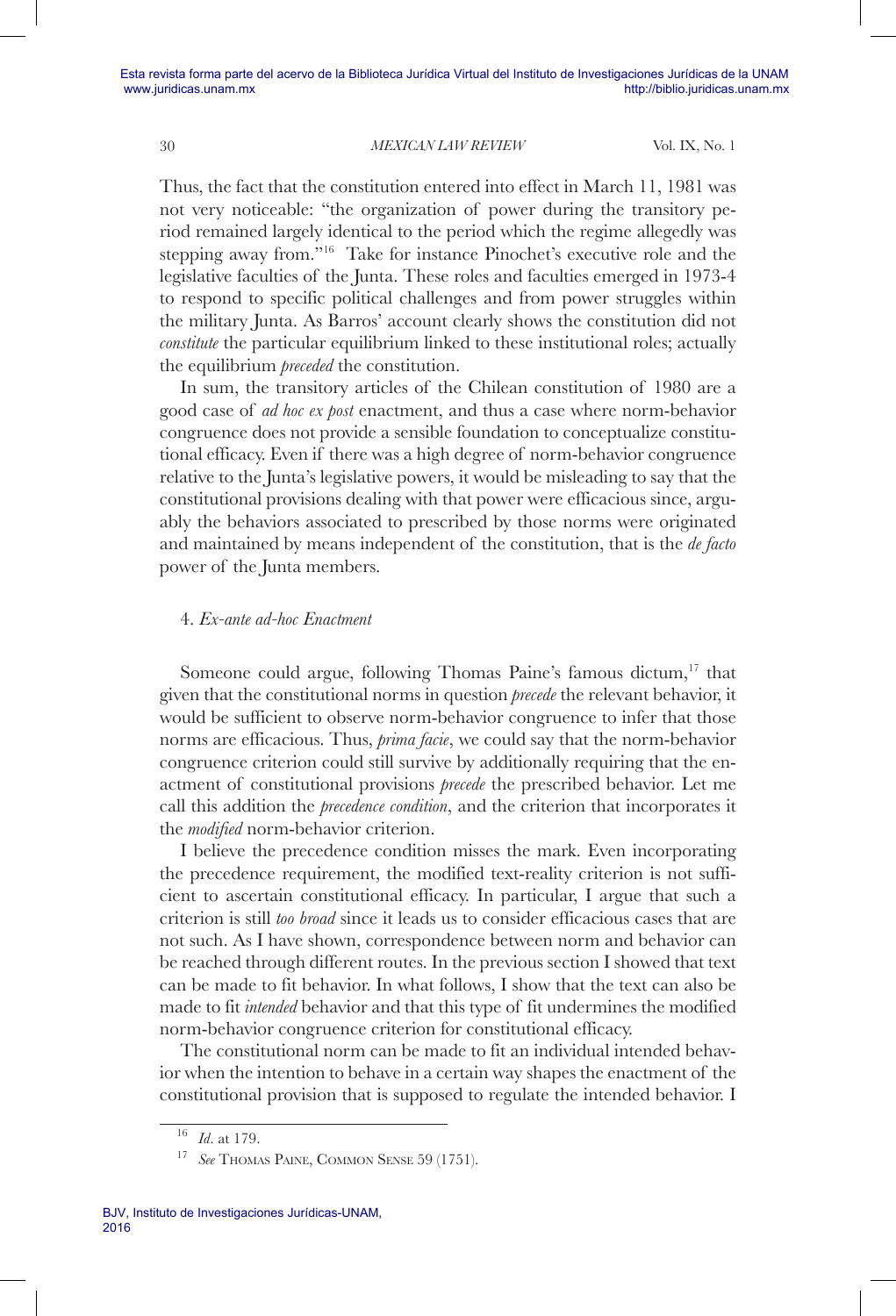Thus, the fact that the constitution entered into effect in March 11, 1981 was not very noticeable: "the organization of power during the transitory period remained largely identical to the period which the regime allegedly was stepping away from."[16] Take for instance Pinochet's executive role and the legislative faculties of the Junta. These roles and faculties emerged in 1973-4 to respond to specific political challenges and from power struggles within the military Junta. As Barros' account clearly shows the constitution did not *constitute* the particular equilibrium linked to these institutional roles; actually the equilibrium *preceded* the constitution.

In sum, the transitory articles of the Chilean constitution of 1980 are a good case of *ad hoc ex post* enactment, and thus a case where norm-behavior congruence does not provide a sensible foundation to conceptualize constitutional efficacy. Even if there was a high degree of norm-behavior congruence relative to the Junta's legislative powers, it would be misleading to say that the constitutional provisions dealing with that power were efficacious since, arguably the behaviors associated to prescribed by those norms were originated and maintained by means independent of the constitution, that is the *de facto* power of the Junta members.

### 4. *Ex-ante ad-hoc Enactment*

Someone could argue, following Thomas Paine's famous dictum,[17] that given that the constitutional norms in question *precede* the relevant behavior, it would be sufficient to observe norm-behavior congruence to infer that those norms are efficacious. Thus, *prima facie*, we could say that the norm-behavior congruence criterion could still survive by additionally requiring that the enactment of constitutional provisions *precede* the prescribed behavior. Let me call this addition the *precedence condition*, and the criterion that incorporates it the *modified* norm-behavior criterion.

I believe the precedence condition misses the mark. Even incorporating the precedence requirement, the modified text-reality criterion is not sufficient to ascertain constitutional efficacy. In particular, I argue that such a criterion is still *too broad* since it leads us to consider efficacious cases that are not such. As I have shown, correspondence between norm and behavior can be reached through different routes. In the previous section I showed that text can be made to fit behavior. In what follows, I show that the text can also be made to fit *intended* behavior and that this type of fit undermines the modified norm-behavior congruence criterion for constitutional efficacy.

The constitutional norm can be made to fit an individual intended behavior when the intention to behave in a certain way shapes the enactment of the constitutional provision that is supposed to regulate the intended behavior. I

---

[16] *Id*. at 179.

[17] *See* Thomas Paine, Common Sense 59 (1751).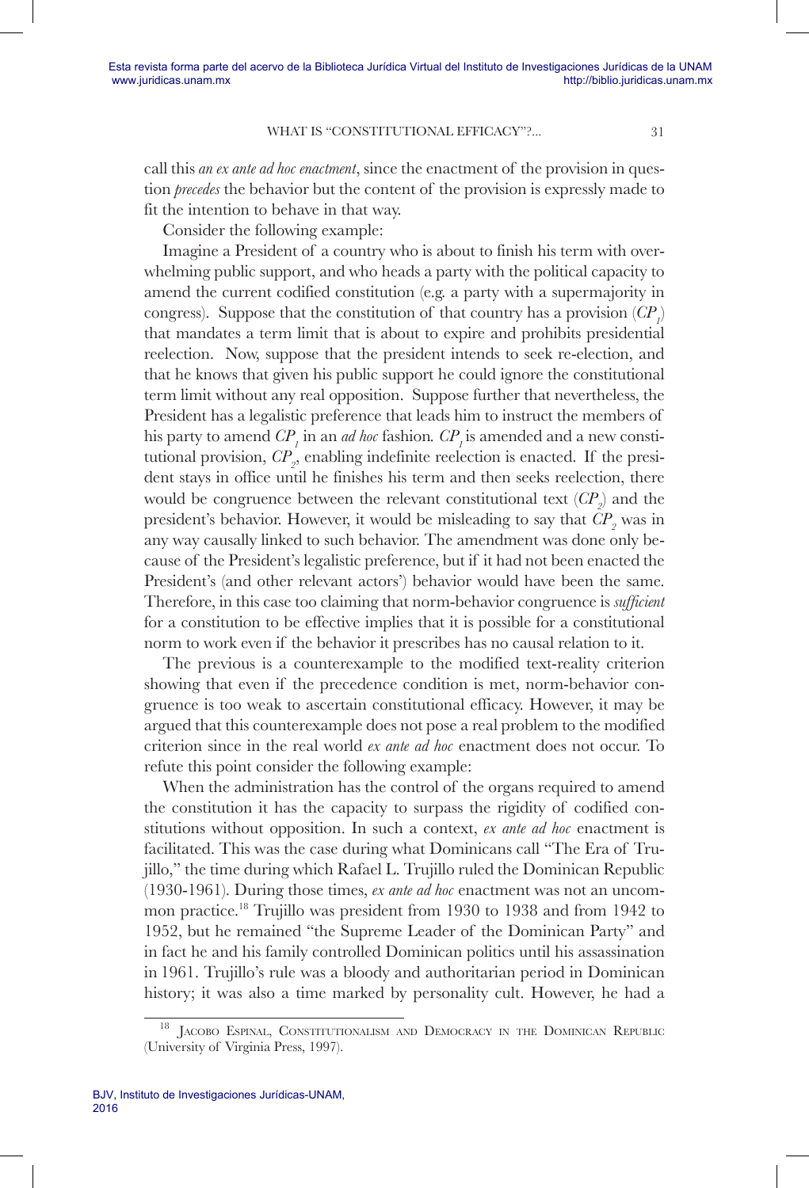call this *an ex ante ad hoc enactment*, since the enactment of the provision in question *precedes* the behavior but the content of the provision is expressly made to fit the intention to behave in that way.

Consider the following example:

Imagine a President of a country who is about to finish his term with overwhelming public support, and who heads a party with the political capacity to amend the current codified constitution (e.g. a party with a supermajority in congress). Suppose that the constitution of that country has a provision ($CP_1$) that mandates a term limit that is about to expire and prohibits presidential reelection. Now, suppose that the president intends to seek re-election, and that he knows that given his public support he could ignore the constitutional term limit without any real opposition. Suppose further that nevertheless, the President has a legalistic preference that leads him to instruct the members of his party to amend $CP_1$ in an *ad hoc* fashion. $CP_1$ is amended and a new constitutional provision, $CP_2$, enabling indefinite reelection is enacted. If the president stays in office until he finishes his term and then seeks reelection, there would be congruence between the relevant constitutional text ($CP_2$) and the president's behavior. However, it would be misleading to say that $CP_2$ was in any way causally linked to such behavior. The amendment was done only because of the President's legalistic preference, but if it had not been enacted the President's (and other relevant actors') behavior would have been the same. Therefore, in this case too claiming that norm-behavior congruence is *sufficient* for a constitution to be effective implies that it is possible for a constitutional norm to work even if the behavior it prescribes has no causal relation to it.

The previous is a counterexample to the modified text-reality criterion showing that even if the precedence condition is met, norm-behavior congruence is too weak to ascertain constitutional efficacy. However, it may be argued that this counterexample does not pose a real problem to the modified criterion since in the real world *ex ante ad hoc* enactment does not occur. To refute this point consider the following example:

When the administration has the control of the organs required to amend the constitution it has the capacity to surpass the rigidity of codified constitutions without opposition. In such a context, *ex ante ad hoc* enactment is facilitated. This was the case during what Dominicans call "The Era of Trujillo," the time during which Rafael L. Trujillo ruled the Dominican Republic (1930-1961). During those times, *ex ante ad hoc* enactment was not an uncommon practice.[18] Trujillo was president from 1930 to 1938 and from 1942 to 1952, but he remained "the Supreme Leader of the Dominican Party" and in fact he and his family controlled Dominican politics until his assassination in 1961. Trujillo's rule was a bloody and authoritarian period in Dominican history; it was also a time marked by personality cult. However, he had a

[18] Jacobo Espinal, Constitutionalism and Democracy in the Dominican Republic (University of Virginia Press, 1997).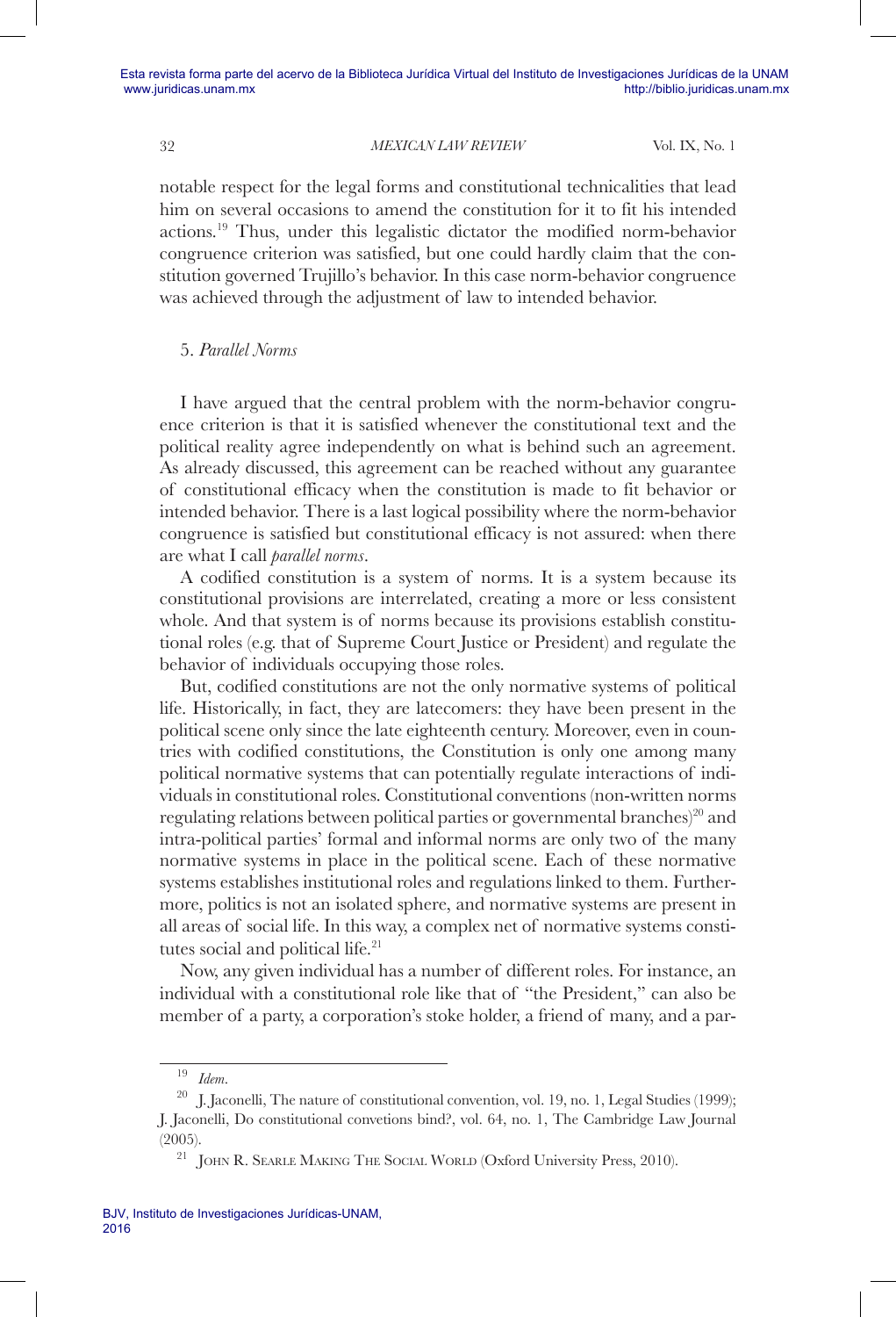notable respect for the legal forms and constitutional technicalities that lead him on several occasions to amend the constitution for it to fit his intended actions.[19] Thus, under this legalistic dictator the modified norm-behavior congruence criterion was satisfied, but one could hardly claim that the constitution governed Trujillo's behavior. In this case norm-behavior congruence was achieved through the adjustment of law to intended behavior.

### 5. *Parallel Norms*

I have argued that the central problem with the norm-behavior congruence criterion is that it is satisfied whenever the constitutional text and the political reality agree independently on what is behind such an agreement. As already discussed, this agreement can be reached without any guarantee of constitutional efficacy when the constitution is made to fit behavior or intended behavior. There is a last logical possibility where the norm-behavior congruence is satisfied but constitutional efficacy is not assured: when there are what I call *parallel norms*.

A codified constitution is a system of norms. It is a system because its constitutional provisions are interrelated, creating a more or less consistent whole. And that system is of norms because its provisions establish constitutional roles (e.g. that of Supreme Court Justice or President) and regulate the behavior of individuals occupying those roles.

But, codified constitutions are not the only normative systems of political life. Historically, in fact, they are latecomers: they have been present in the political scene only since the late eighteenth century. Moreover, even in countries with codified constitutions, the Constitution is only one among many political normative systems that can potentially regulate interactions of individuals in constitutional roles. Constitutional conventions (non-written norms regulating relations between political parties or governmental branches)[20] and intra-political parties' formal and informal norms are only two of the many normative systems in place in the political scene. Each of these normative systems establishes institutional roles and regulations linked to them. Furthermore, politics is not an isolated sphere, and normative systems are present in all areas of social life. In this way, a complex net of normative systems constitutes social and political life.[21]

Now, any given individual has a number of different roles. For instance, an individual with a constitutional role like that of "the President," can also be member of a party, a corporation's stoke holder, a friend of many, and a par-

---

[19] *Idem*.

[20] J. Jaconelli, The nature of constitutional convention, vol. 19, no. 1, Legal Studies (1999); J. Jaconelli, Do constitutional convetions bind?, vol. 64, no. 1, The Cambridge Law Journal (2005).

[21] John R. Searle Making The Social World (Oxford University Press, 2010).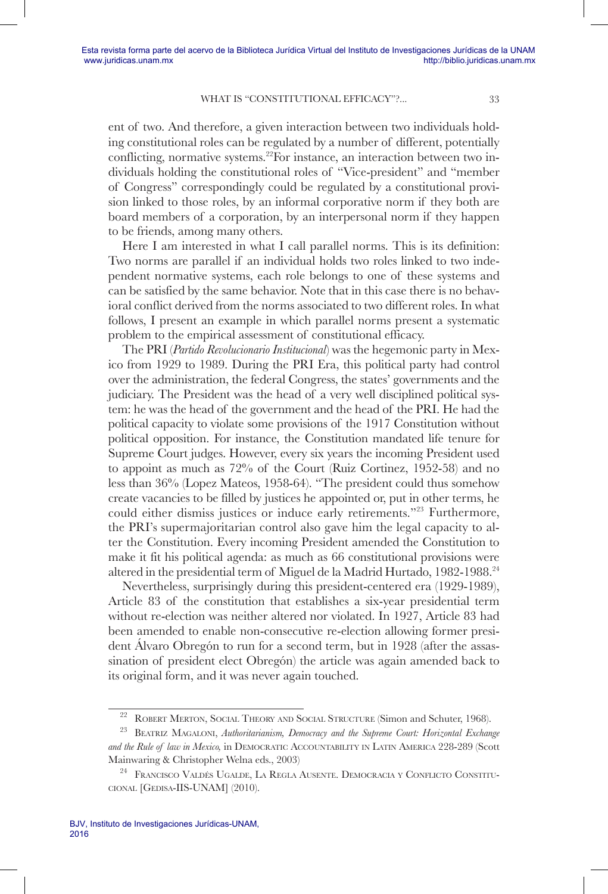ent of two. And therefore, a given interaction between two individuals holding constitutional roles can be regulated by a number of different, potentially conflicting, normative systems.[22] For instance, an interaction between two individuals holding the constitutional roles of "Vice-president" and "member of Congress" correspondingly could be regulated by a constitutional provision linked to those roles, by an informal corporative norm if they both are board members of a corporation, by an interpersonal norm if they happen to be friends, among many others.

Here I am interested in what I call parallel norms. This is its definition: Two norms are parallel if an individual holds two roles linked to two independent normative systems, each role belongs to one of these systems and can be satisfied by the same behavior. Note that in this case there is no behavioral conflict derived from the norms associated to two different roles. In what follows, I present an example in which parallel norms present a systematic problem to the empirical assessment of constitutional efficacy.

The PRI (*Partido Revolucionario Institucional*) was the hegemonic party in Mexico from 1929 to 1989. During the PRI Era, this political party had control over the administration, the federal Congress, the states' governments and the judiciary. The President was the head of a very well disciplined political system: he was the head of the government and the head of the PRI. He had the political capacity to violate some provisions of the 1917 Constitution without political opposition. For instance, the Constitution mandated life tenure for Supreme Court judges. However, every six years the incoming President used to appoint as much as 72% of the Court (Ruiz Cortinez, 1952-58) and no less than 36% (Lopez Mateos, 1958-64). "The president could thus somehow create vacancies to be filled by justices he appointed or, put in other terms, he could either dismiss justices or induce early retirements."[23] Furthermore, the PRI's supermajoritarian control also gave him the legal capacity to alter the Constitution. Every incoming President amended the Constitution to make it fit his political agenda: as much as 66 constitutional provisions were altered in the presidential term of Miguel de la Madrid Hurtado, 1982-1988.[24]

Nevertheless, surprisingly during this president-centered era (1929-1989), Article 83 of the constitution that establishes a six-year presidential term without re-election was neither altered nor violated. In 1927, Article 83 had been amended to enable non-consecutive re-election allowing former president Álvaro Obregón to run for a second term, but in 1928 (after the assassination of president elect Obregón) the article was again amended back to its original form, and it was never again touched.

---

[22] Robert Merton, Social Theory and Social Structure (Simon and Schuter, 1968).

[23] Beatriz Magaloni, *Authoritarianism, Democracy and the Supreme Court: Horizontal Exchange and the Rule of law in Mexico,* in Democratic Accountability in Latin America 228-289 (Scott Mainwaring & Christopher Welna eds., 2003)

[24] Francisco Valdés Ugalde, La Regla Ausente. Democracia y Conflicto Constitucional [Gedisa-IIS-UNAM] (2010).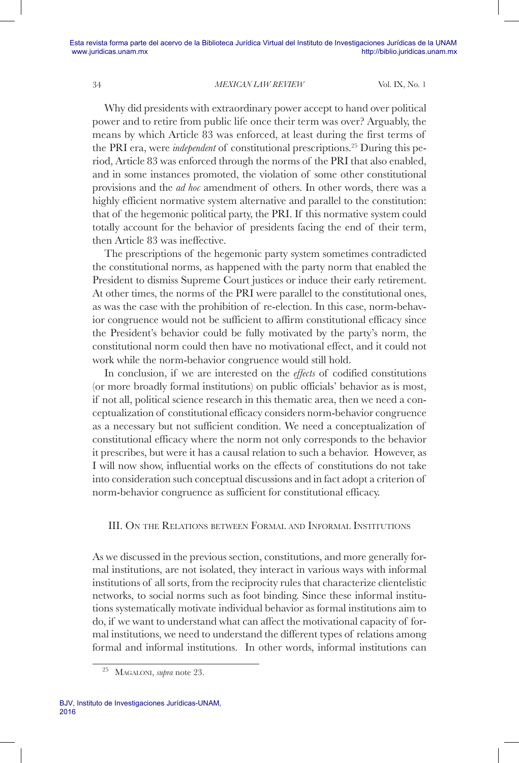Why did presidents with extraordinary power accept to hand over political power and to retire from public life once their term was over? Arguably, the means by which Article 83 was enforced, at least during the first terms of the PRI era, were *independent* of constitutional prescriptions.[25] During this period, Article 83 was enforced through the norms of the PRI that also enabled, and in some instances promoted, the violation of some other constitutional provisions and the *ad hoc* amendment of others. In other words, there was a highly efficient normative system alternative and parallel to the constitution: that of the hegemonic political party, the PRI. If this normative system could totally account for the behavior of presidents facing the end of their term, then Article 83 was ineffective.

The prescriptions of the hegemonic party system sometimes contradicted the constitutional norms, as happened with the party norm that enabled the President to dismiss Supreme Court justices or induce their early retirement. At other times, the norms of the PRI were parallel to the constitutional ones, as was the case with the prohibition of re-election. In this case, norm-behavior congruence would not be sufficient to affirm constitutional efficacy since the President's behavior could be fully motivated by the party's norm, the constitutional norm could then have no motivational effect, and it could not work while the norm-behavior congruence would still hold.

In conclusion, if we are interested on the *effects* of codified constitutions (or more broadly formal institutions) on public officials' behavior as is most, if not all, political science research in this thematic area, then we need a conceptualization of constitutional efficacy considers norm-behavior congruence as a necessary but not sufficient condition. We need a conceptualization of constitutional efficacy where the norm not only corresponds to the behavior it prescribes, but were it has a causal relation to such a behavior. However, as I will now show, influential works on the effects of constitutions do not take into consideration such conceptual discussions and in fact adopt a criterion of norm-behavior congruence as sufficient for constitutional efficacy.

## III. On the Relations between Formal and Informal Institutions

As we discussed in the previous section, constitutions, and more generally formal institutions, are not isolated, they interact in various ways with informal institutions of all sorts, from the reciprocity rules that characterize clientelistic networks, to social norms such as foot binding. Since these informal institutions systematically motivate individual behavior as formal institutions aim to do, if we want to understand what can affect the motivational capacity of formal institutions, we need to understand the different types of relations among formal and informal institutions. In other words, informal institutions can

[25] Magaloni, *supra* note 23.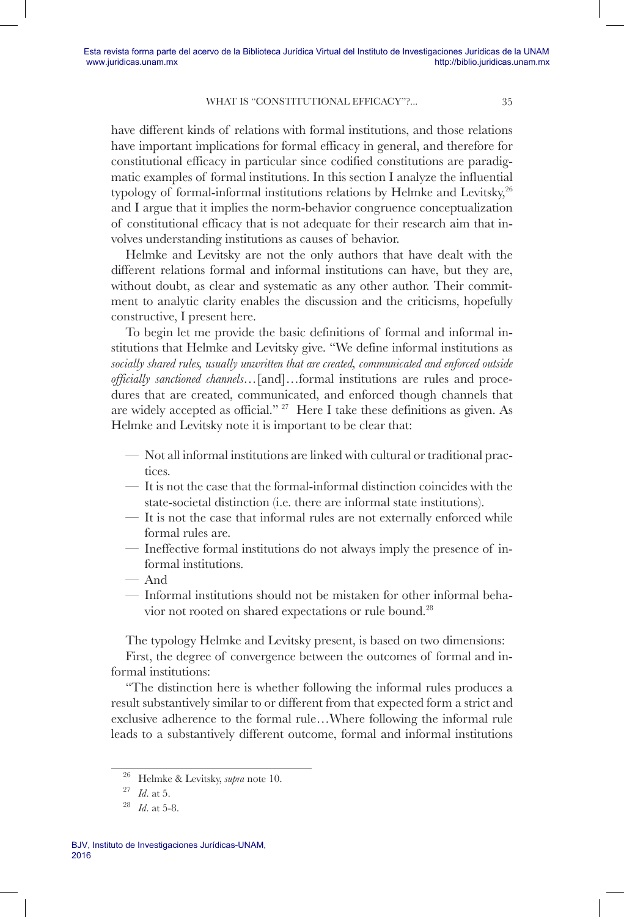have different kinds of relations with formal institutions, and those relations have important implications for formal efficacy in general, and therefore for constitutional efficacy in particular since codified constitutions are paradigmatic examples of formal institutions. In this section I analyze the influential typology of formal-informal institutions relations by Helmke and Levitsky,[26] and I argue that it implies the norm-behavior congruence conceptualization of constitutional efficacy that is not adequate for their research aim that involves understanding institutions as causes of behavior.

Helmke and Levitsky are not the only authors that have dealt with the different relations formal and informal institutions can have, but they are, without doubt, as clear and systematic as any other author. Their commitment to analytic clarity enables the discussion and the criticisms, hopefully constructive, I present here.

To begin let me provide the basic definitions of formal and informal institutions that Helmke and Levitsky give. "We define informal institutions as *socially shared rules, usually unwritten that are created, communicated and enforced outside officially sanctioned channels*…[and]…formal institutions are rules and procedures that are created, communicated, and enforced though channels that are widely accepted as official." [27] Here I take these definitions as given. As Helmke and Levitsky note it is important to be clear that:

- Not all informal institutions are linked with cultural or traditional practices.
- It is not the case that the formal-informal distinction coincides with the state-societal distinction (i.e. there are informal state institutions).
- It is not the case that informal rules are not externally enforced while formal rules are.
- Ineffective formal institutions do not always imply the presence of informal institutions.
- And
- Informal institutions should not be mistaken for other informal behavior not rooted on shared expectations or rule bound.[28]

The typology Helmke and Levitsky present, is based on two dimensions:

First, the degree of convergence between the outcomes of formal and informal institutions:

"The distinction here is whether following the informal rules produces a result substantively similar to or different from that expected form a strict and exclusive adherence to the formal rule…Where following the informal rule leads to a substantively different outcome, formal and informal institutions

---

[26] Helmke & Levitsky, *supra* note 10.

[27] *Id*. at 5.

[28] *Id*. at 5-8.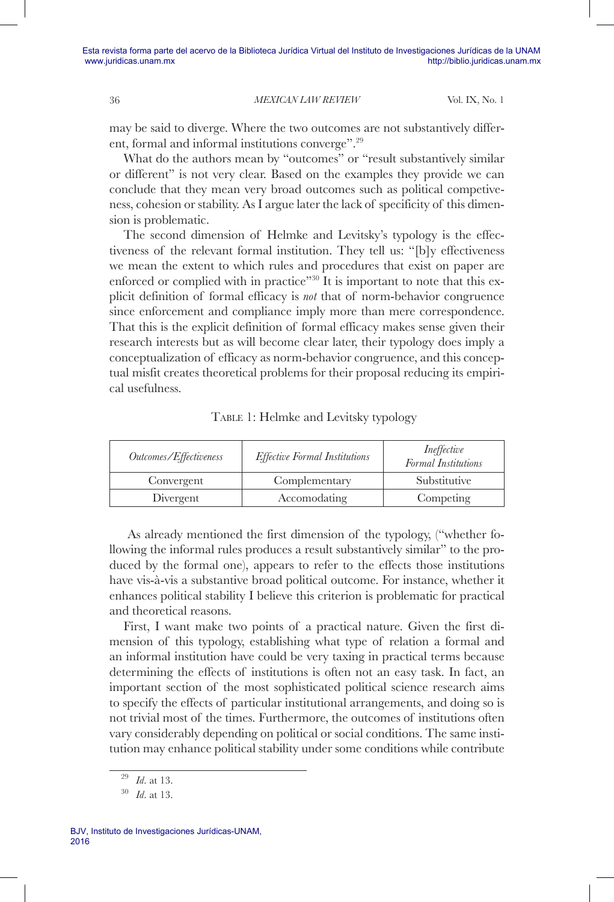may be said to diverge. Where the two outcomes are not substantively different, formal and informal institutions converge".[29]

What do the authors mean by "outcomes" or "result substantively similar or different" is not very clear. Based on the examples they provide we can conclude that they mean very broad outcomes such as political competiveness, cohesion or stability. As I argue later the lack of specificity of this dimension is problematic.

The second dimension of Helmke and Levitsky's typology is the effectiveness of the relevant formal institution. They tell us: "[b]y effectiveness we mean the extent to which rules and procedures that exist on paper are enforced or complied with in practice"[30] It is important to note that this explicit definition of formal efficacy is *not* that of norm-behavior congruence since enforcement and compliance imply more than mere correspondence. That this is the explicit definition of formal efficacy makes sense given their research interests but as will become clear later, their typology does imply a conceptualization of efficacy as norm-behavior congruence, and this conceptual misfit creates theoretical problems for their proposal reducing its empirical usefulness.

TABLE 1: Helmke and Levitsky typology

| *Outcomes/Effectiveness* | *Effective Formal Institutions* | *Ineffective Formal Institutions* |
|---|---|---|
| Convergent | Complementary | Substitutive |
| Divergent | Accomodating | Competing |

As already mentioned the first dimension of the typology, ("whether following the informal rules produces a result substantively similar" to the produced by the formal one), appears to refer to the effects those institutions have vis-à-vis a substantive broad political outcome. For instance, whether it enhances political stability I believe this criterion is problematic for practical and theoretical reasons.

First, I want make two points of a practical nature. Given the first dimension of this typology, establishing what type of relation a formal and an informal institution have could be very taxing in practical terms because determining the effects of institutions is often not an easy task. In fact, an important section of the most sophisticated political science research aims to specify the effects of particular institutional arrangements, and doing so is not trivial most of the times. Furthermore, the outcomes of institutions often vary considerably depending on political or social conditions. The same institution may enhance political stability under some conditions while contribute

[29] *Id*. at 13.

[30] *Id*. at 13.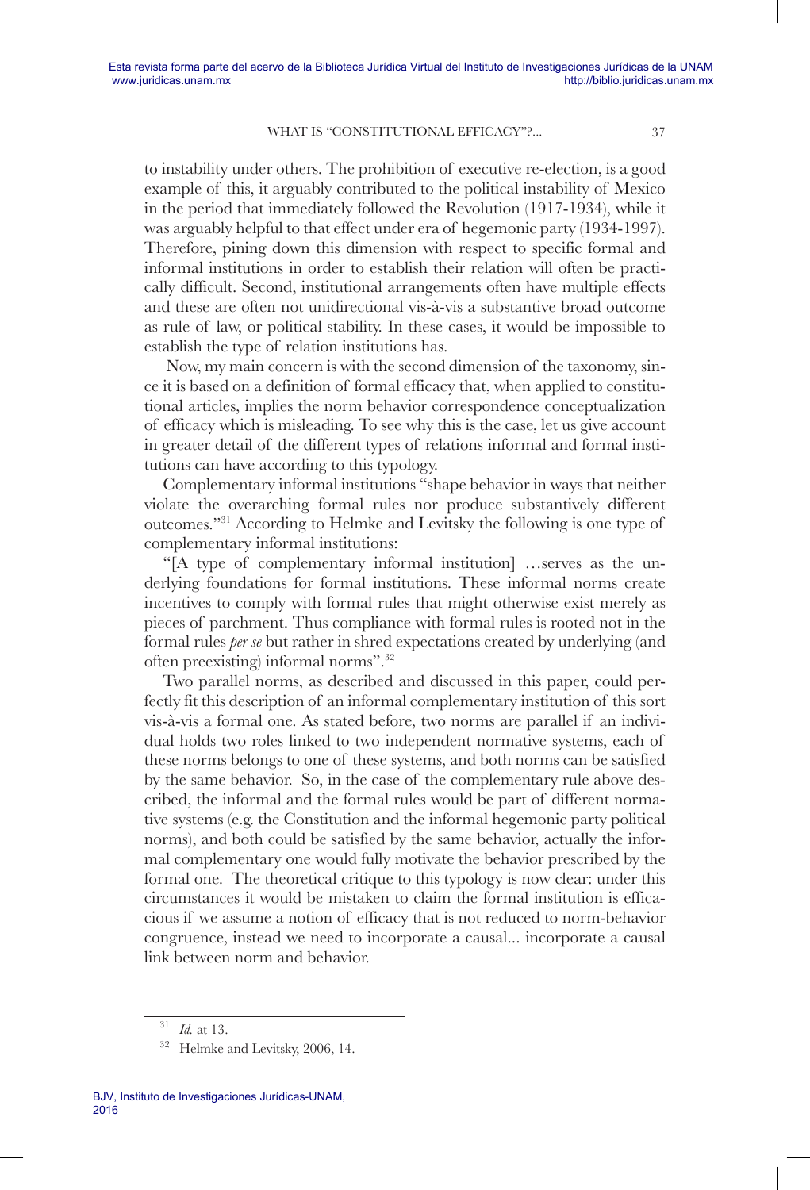to instability under others. The prohibition of executive re-election, is a good example of this, it arguably contributed to the political instability of Mexico in the period that immediately followed the Revolution (1917-1934), while it was arguably helpful to that effect under era of hegemonic party (1934-1997). Therefore, pining down this dimension with respect to specific formal and informal institutions in order to establish their relation will often be practically difficult. Second, institutional arrangements often have multiple effects and these are often not unidirectional vis-à-vis a substantive broad outcome as rule of law, or political stability. In these cases, it would be impossible to establish the type of relation institutions has.

Now, my main concern is with the second dimension of the taxonomy, since it is based on a definition of formal efficacy that, when applied to constitutional articles, implies the norm behavior correspondence conceptualization of efficacy which is misleading. To see why this is the case, let us give account in greater detail of the different types of relations informal and formal institutions can have according to this typology.

Complementary informal institutions "shape behavior in ways that neither violate the overarching formal rules nor produce substantively different outcomes."[31] According to Helmke and Levitsky the following is one type of complementary informal institutions:

"[A type of complementary informal institution] …serves as the underlying foundations for formal institutions. These informal norms create incentives to comply with formal rules that might otherwise exist merely as pieces of parchment. Thus compliance with formal rules is rooted not in the formal rules *per se* but rather in shred expectations created by underlying (and often preexisting) informal norms".[32]

Two parallel norms, as described and discussed in this paper, could perfectly fit this description of an informal complementary institution of this sort vis-à-vis a formal one. As stated before, two norms are parallel if an individual holds two roles linked to two independent normative systems, each of these norms belongs to one of these systems, and both norms can be satisfied by the same behavior. So, in the case of the complementary rule above described, the informal and the formal rules would be part of different normative systems (e.g. the Constitution and the informal hegemonic party political norms), and both could be satisfied by the same behavior, actually the informal complementary one would fully motivate the behavior prescribed by the formal one. The theoretical critique to this typology is now clear: under this circumstances it would be mistaken to claim the formal institution is efficacious if we assume a notion of efficacy that is not reduced to norm-behavior congruence, instead we need to incorporate a causal... incorporate a causal link between norm and behavior.

---

[31] *Id.* at 13.

[32] Helmke and Levitsky, 2006, 14.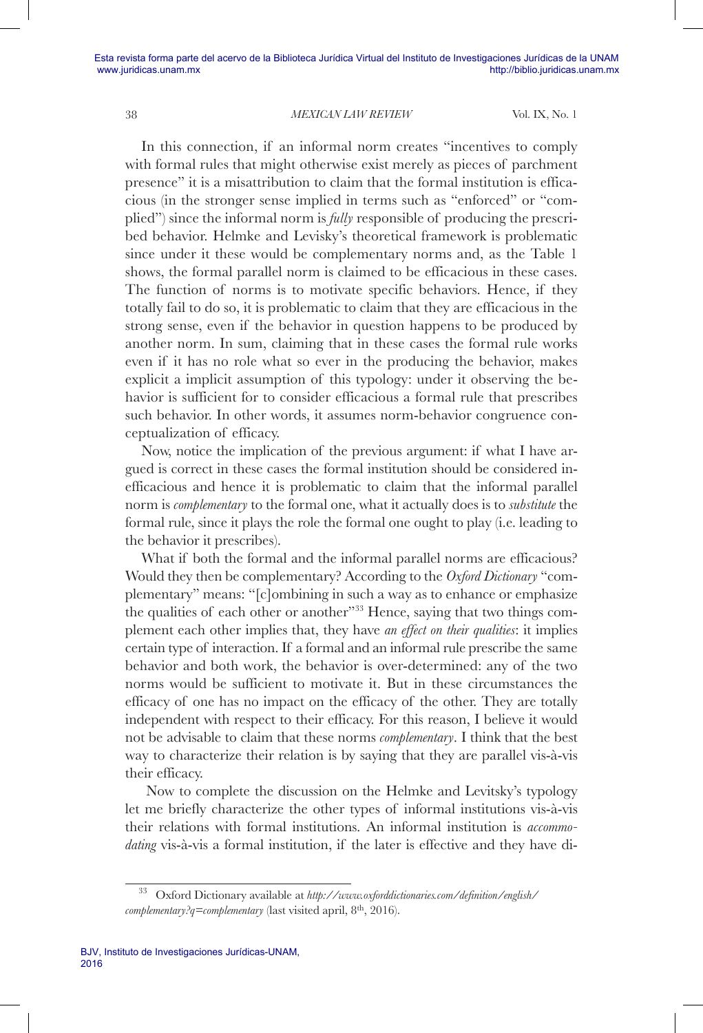In this connection, if an informal norm creates "incentives to comply with formal rules that might otherwise exist merely as pieces of parchment presence" it is a misattribution to claim that the formal institution is efficacious (in the stronger sense implied in terms such as "enforced" or "complied") since the informal norm is *fully* responsible of producing the prescribed behavior. Helmke and Levisky's theoretical framework is problematic since under it these would be complementary norms and, as the Table 1 shows, the formal parallel norm is claimed to be efficacious in these cases. The function of norms is to motivate specific behaviors. Hence, if they totally fail to do so, it is problematic to claim that they are efficacious in the strong sense, even if the behavior in question happens to be produced by another norm. In sum, claiming that in these cases the formal rule works even if it has no role what so ever in the producing the behavior, makes explicit a implicit assumption of this typology: under it observing the behavior is sufficient for to consider efficacious a formal rule that prescribes such behavior. In other words, it assumes norm-behavior congruence conceptualization of efficacy.

Now, notice the implication of the previous argument: if what I have argued is correct in these cases the formal institution should be considered inefficacious and hence it is problematic to claim that the informal parallel norm is *complementary* to the formal one, what it actually does is to *substitute* the formal rule, since it plays the role the formal one ought to play (i.e. leading to the behavior it prescribes).

What if both the formal and the informal parallel norms are efficacious? Would they then be complementary? According to the *Oxford Dictionary* "complementary" means: "[c]ombining in such a way as to enhance or emphasize the qualities of each other or another"[33] Hence, saying that two things complement each other implies that, they have *an effect on their qualities*: it implies certain type of interaction. If a formal and an informal rule prescribe the same behavior and both work, the behavior is over-determined: any of the two norms would be sufficient to motivate it. But in these circumstances the efficacy of one has no impact on the efficacy of the other. They are totally independent with respect to their efficacy. For this reason, I believe it would not be advisable to claim that these norms *complementary*. I think that the best way to characterize their relation is by saying that they are parallel vis-à-vis their efficacy.

Now to complete the discussion on the Helmke and Levitsky's typology let me briefly characterize the other types of informal institutions vis-à-vis their relations with formal institutions. An informal institution is *accommodating* vis-à-vis a formal institution, if the later is effective and they have di-

---

[33] Oxford Dictionary available at *http://www.oxforddictionaries.com/definition/english/complementary?q=complementary* (last visited april, 8th, 2016).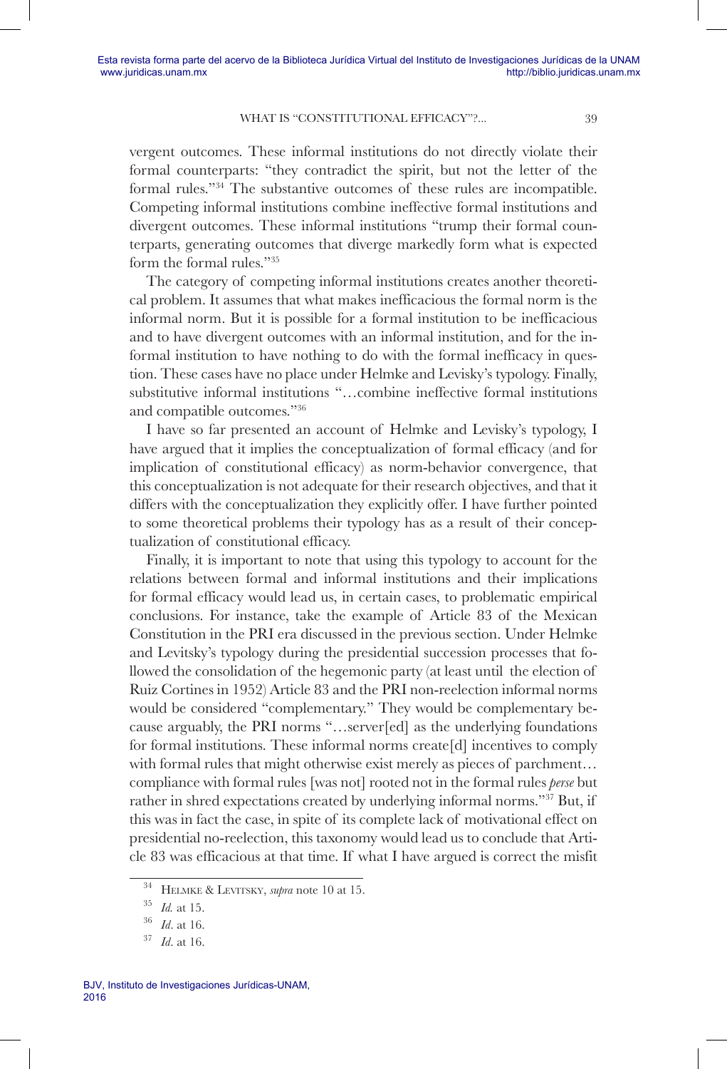vergent outcomes. These informal institutions do not directly violate their formal counterparts: "they contradict the spirit, but not the letter of the formal rules."[34] The substantive outcomes of these rules are incompatible. Competing informal institutions combine ineffective formal institutions and divergent outcomes. These informal institutions "trump their formal counterparts, generating outcomes that diverge markedly form what is expected form the formal rules."[35]

The category of competing informal institutions creates another theoretical problem. It assumes that what makes inefficacious the formal norm is the informal norm. But it is possible for a formal institution to be inefficacious and to have divergent outcomes with an informal institution, and for the informal institution to have nothing to do with the formal inefficacy in question. These cases have no place under Helmke and Levisky's typology. Finally, substitutive informal institutions "…combine ineffective formal institutions and compatible outcomes."[36]

I have so far presented an account of Helmke and Levisky's typology, I have argued that it implies the conceptualization of formal efficacy (and for implication of constitutional efficacy) as norm-behavior convergence, that this conceptualization is not adequate for their research objectives, and that it differs with the conceptualization they explicitly offer. I have further pointed to some theoretical problems their typology has as a result of their conceptualization of constitutional efficacy.

Finally, it is important to note that using this typology to account for the relations between formal and informal institutions and their implications for formal efficacy would lead us, in certain cases, to problematic empirical conclusions. For instance, take the example of Article 83 of the Mexican Constitution in the PRI era discussed in the previous section. Under Helmke and Levitsky's typology during the presidential succession processes that followed the consolidation of the hegemonic party (at least until the election of Ruiz Cortines in 1952) Article 83 and the PRI non-reelection informal norms would be considered "complementary." They would be complementary because arguably, the PRI norms "…server[ed] as the underlying foundations for formal institutions. These informal norms create[d] incentives to comply with formal rules that might otherwise exist merely as pieces of parchment… compliance with formal rules [was not] rooted not in the formal rules *perse* but rather in shred expectations created by underlying informal norms."[37] But, if this was in fact the case, in spite of its complete lack of motivational effect on presidential no-reelection, this taxonomy would lead us to conclude that Article 83 was efficacious at that time. If what I have argued is correct the misfit

---

[34] Helmke & Levitsky, *supra* note 10 at 15.

[35] *Id.* at 15.

[36] *Id*. at 16.

[37] *Id*. at 16.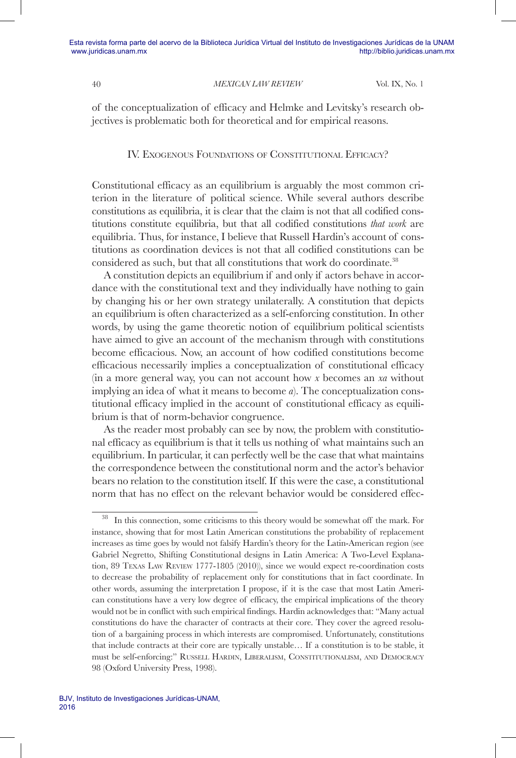of the conceptualization of efficacy and Helmke and Levitsky's research objectives is problematic both for theoretical and for empirical reasons.

## IV. Exogenous Foundations of Constitutional Efficacy?

Constitutional efficacy as an equilibrium is arguably the most common criterion in the literature of political science. While several authors describe constitutions as equilibria, it is clear that the claim is not that all codified constitutions constitute equilibria, but that all codified constitutions *that work* are equilibria. Thus, for instance, I believe that Russell Hardin's account of constitutions as coordination devices is not that all codified constitutions can be considered as such, but that all constitutions that work do coordinate.[38]

A constitution depicts an equilibrium if and only if actors behave in accordance with the constitutional text and they individually have nothing to gain by changing his or her own strategy unilaterally. A constitution that depicts an equilibrium is often characterized as a self-enforcing constitution. In other words, by using the game theoretic notion of equilibrium political scientists have aimed to give an account of the mechanism through with constitutions become efficacious. Now, an account of how codified constitutions become efficacious necessarily implies a conceptualization of constitutional efficacy (in a more general way, you can not account how *x* becomes an *xa* without implying an idea of what it means to become *a*). The conceptualization constitutional efficacy implied in the account of constitutional efficacy as equilibrium is that of norm-behavior congruence.

As the reader most probably can see by now, the problem with constitutional efficacy as equilibrium is that it tells us nothing of what maintains such an equilibrium. In particular, it can perfectly well be the case that what maintains the correspondence between the constitutional norm and the actor's behavior bears no relation to the constitution itself. If this were the case, a constitutional norm that has no effect on the relevant behavior would be considered effec-

---

[38] In this connection, some criticisms to this theory would be somewhat off the mark. For instance, showing that for most Latin American constitutions the probability of replacement increases as time goes by would not falsify Hardin's theory for the Latin-American region (see Gabriel Negretto, Shifting Constitutional designs in Latin America: A Two-Level Explanation, 89 Texas Law Review 1777-1805 (2010)), since we would expect re-coordination costs to decrease the probability of replacement only for constitutions that in fact coordinate. In other words, assuming the interpretation I propose, if it is the case that most Latin American constitutions have a very low degree of efficacy, the empirical implications of the theory would not be in conflict with such empirical findings. Hardin acknowledges that: "Many actual constitutions do have the character of contracts at their core. They cover the agreed resolution of a bargaining process in which interests are compromised. Unfortunately, constitutions that include contracts at their core are typically unstable… If a constitution is to be stable, it must be self-enforcing:" Russell Hardin, Liberalism, Constitutionalism, and Democracy 98 (Oxford University Press, 1998).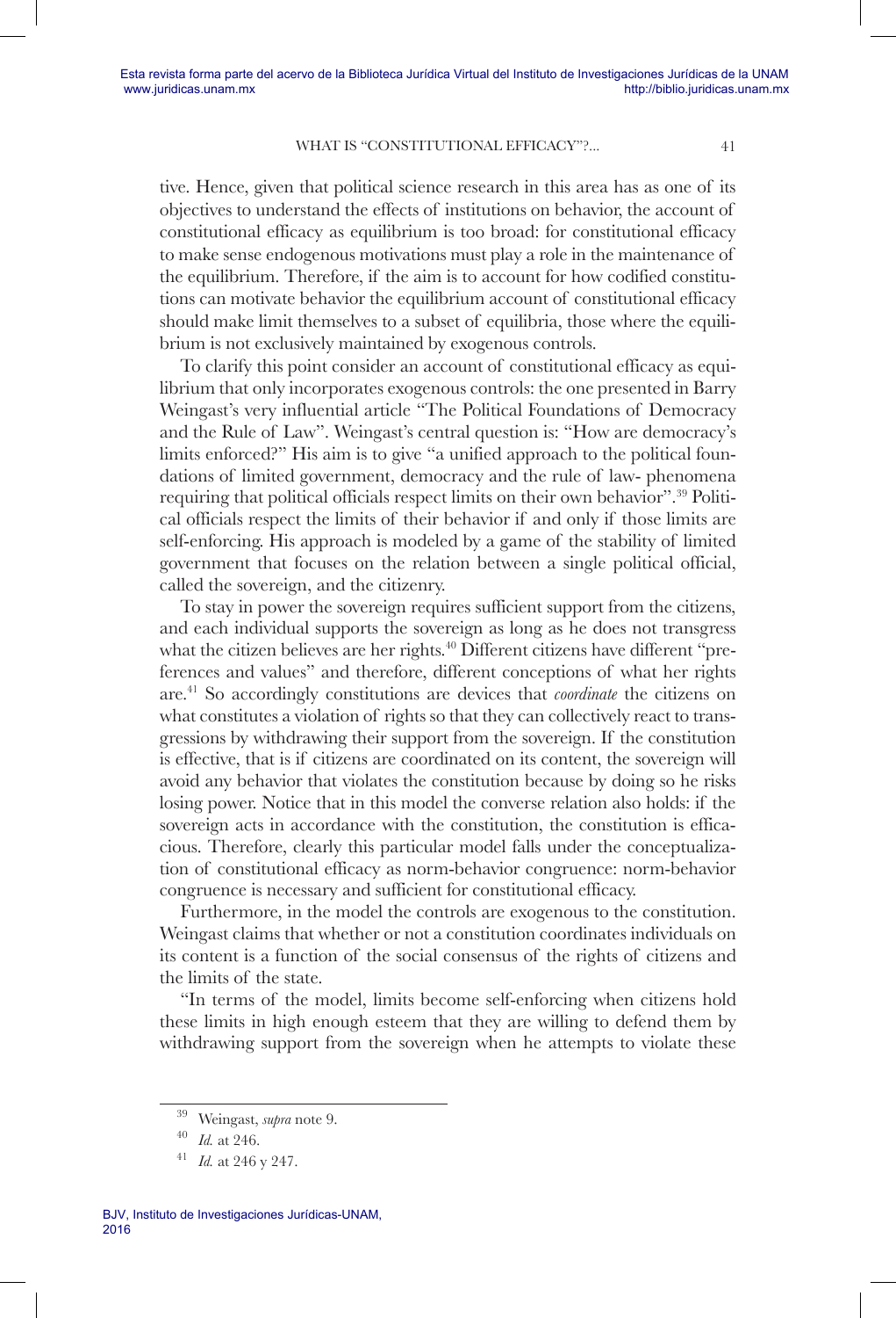tive. Hence, given that political science research in this area has as one of its objectives to understand the effects of institutions on behavior, the account of constitutional efficacy as equilibrium is too broad: for constitutional efficacy to make sense endogenous motivations must play a role in the maintenance of the equilibrium. Therefore, if the aim is to account for how codified constitutions can motivate behavior the equilibrium account of constitutional efficacy should make limit themselves to a subset of equilibria, those where the equilibrium is not exclusively maintained by exogenous controls.

To clarify this point consider an account of constitutional efficacy as equilibrium that only incorporates exogenous controls: the one presented in Barry Weingast's very influential article "The Political Foundations of Democracy and the Rule of Law". Weingast's central question is: "How are democracy's limits enforced?" His aim is to give "a unified approach to the political foundations of limited government, democracy and the rule of law- phenomena requiring that political officials respect limits on their own behavior".[39] Political officials respect the limits of their behavior if and only if those limits are self-enforcing. His approach is modeled by a game of the stability of limited government that focuses on the relation between a single political official, called the sovereign, and the citizenry.

To stay in power the sovereign requires sufficient support from the citizens, and each individual supports the sovereign as long as he does not transgress what the citizen believes are her rights.[40] Different citizens have different "preferences and values" and therefore, different conceptions of what her rights are.[41] So accordingly constitutions are devices that *coordinate* the citizens on what constitutes a violation of rights so that they can collectively react to transgressions by withdrawing their support from the sovereign. If the constitution is effective, that is if citizens are coordinated on its content, the sovereign will avoid any behavior that violates the constitution because by doing so he risks losing power. Notice that in this model the converse relation also holds: if the sovereign acts in accordance with the constitution, the constitution is efficacious. Therefore, clearly this particular model falls under the conceptualization of constitutional efficacy as norm-behavior congruence: norm-behavior congruence is necessary and sufficient for constitutional efficacy.

Furthermore, in the model the controls are exogenous to the constitution. Weingast claims that whether or not a constitution coordinates individuals on its content is a function of the social consensus of the rights of citizens and the limits of the state.

"In terms of the model, limits become self-enforcing when citizens hold these limits in high enough esteem that they are willing to defend them by withdrawing support from the sovereign when he attempts to violate these

---

[39] Weingast, *supra* note 9.

[40] *Id.* at 246.

[41] *Id.* at 246 y 247.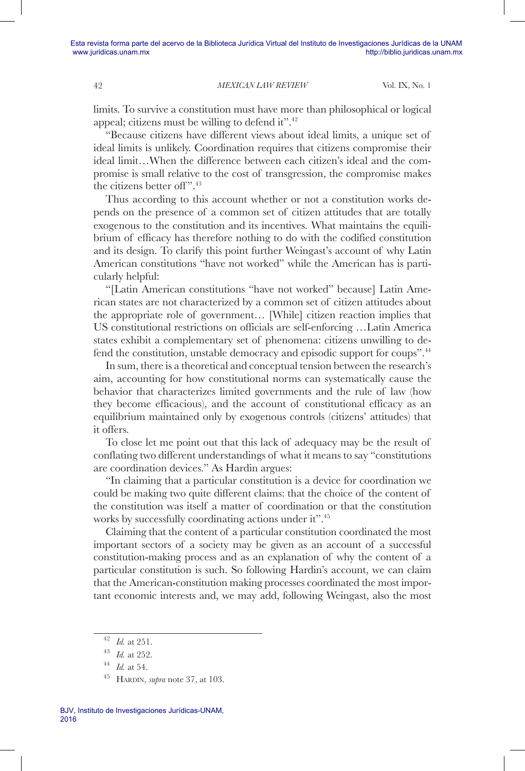limits. To survive a constitution must have more than philosophical or logical appeal; citizens must be willing to defend it".[42]

"Because citizens have different views about ideal limits, a unique set of ideal limits is unlikely. Coordination requires that citizens compromise their ideal limit…When the difference between each citizen's ideal and the compromise is small relative to the cost of transgression, the compromise makes the citizens better off".[43]

Thus according to this account whether or not a constitution works depends on the presence of a common set of citizen attitudes that are totally exogenous to the constitution and its incentives. What maintains the equilibrium of efficacy has therefore nothing to do with the codified constitution and its design. To clarify this point further Weingast's account of why Latin American constitutions "have not worked" while the American has is particularly helpful:

"[Latin American constitutions "have not worked" because] Latin American states are not characterized by a common set of citizen attitudes about the appropriate role of government… [While] citizen reaction implies that US constitutional restrictions on officials are self-enforcing …Latin America states exhibit a complementary set of phenomena: citizens unwilling to defend the constitution, unstable democracy and episodic support for coups".[44]

In sum, there is a theoretical and conceptual tension between the research's aim, accounting for how constitutional norms can systematically cause the behavior that characterizes limited governments and the rule of law (how they become efficacious), and the account of constitutional efficacy as an equilibrium maintained only by exogenous controls (citizens' attitudes) that it offers.

To close let me point out that this lack of adequacy may be the result of conflating two different understandings of what it means to say "constitutions are coordination devices." As Hardin argues:

"In claiming that a particular constitution is a device for coordination we could be making two quite different claims: that the choice of the content of the constitution was itself a matter of coordination or that the constitution works by successfully coordinating actions under it".[45]

Claiming that the content of a particular constitution coordinated the most important sectors of a society may be given as an account of a successful constitution-making process and as an explanation of why the content of a particular constitution is such. So following Hardin's account, we can claim that the American-constitution making processes coordinated the most important economic interests and, we may add, following Weingast, also the most

---

[42] *Id.* at 251.

[43] *Id.* at 252.

[44] *Id.* at 54.

[45] Hardin, *supra* note 37, at 103.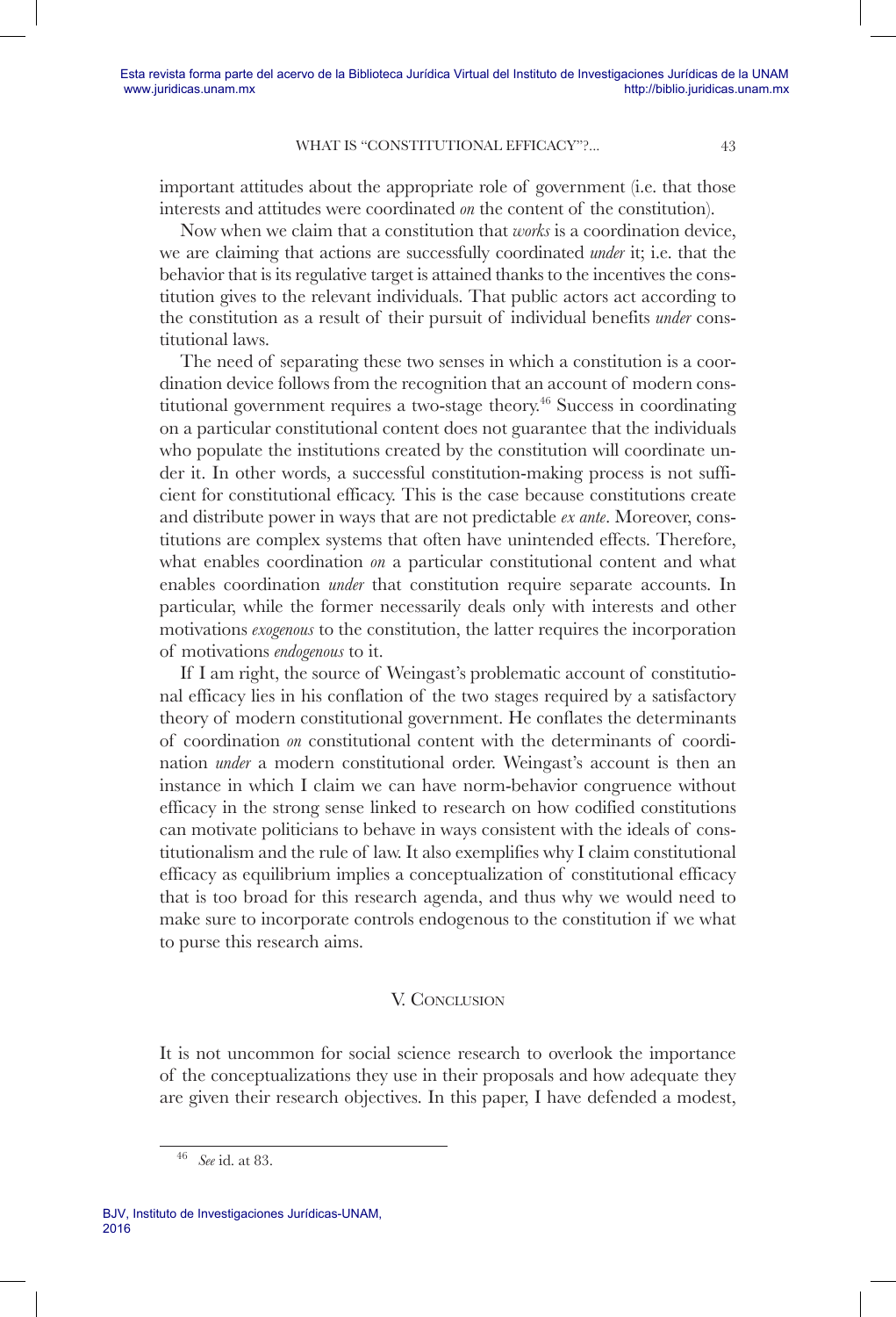important attitudes about the appropriate role of government (i.e. that those interests and attitudes were coordinated *on* the content of the constitution).

Now when we claim that a constitution that *works* is a coordination device, we are claiming that actions are successfully coordinated *under* it; i.e. that the behavior that is its regulative target is attained thanks to the incentives the constitution gives to the relevant individuals. That public actors act according to the constitution as a result of their pursuit of individual benefits *under* constitutional laws.

The need of separating these two senses in which a constitution is a coordination device follows from the recognition that an account of modern constitutional government requires a two-stage theory.[46] Success in coordinating on a particular constitutional content does not guarantee that the individuals who populate the institutions created by the constitution will coordinate under it. In other words, a successful constitution-making process is not sufficient for constitutional efficacy. This is the case because constitutions create and distribute power in ways that are not predictable *ex ante*. Moreover, constitutions are complex systems that often have unintended effects. Therefore, what enables coordination *on* a particular constitutional content and what enables coordination *under* that constitution require separate accounts. In particular, while the former necessarily deals only with interests and other motivations *exogenous* to the constitution, the latter requires the incorporation of motivations *endogenous* to it.

If I am right, the source of Weingast's problematic account of constitutional efficacy lies in his conflation of the two stages required by a satisfactory theory of modern constitutional government. He conflates the determinants of coordination *on* constitutional content with the determinants of coordination *under* a modern constitutional order. Weingast's account is then an instance in which I claim we can have norm-behavior congruence without efficacy in the strong sense linked to research on how codified constitutions can motivate politicians to behave in ways consistent with the ideals of constitutionalism and the rule of law. It also exemplifies why I claim constitutional efficacy as equilibrium implies a conceptualization of constitutional efficacy that is too broad for this research agenda, and thus why we would need to make sure to incorporate controls endogenous to the constitution if we what to purse this research aims.

## V. Conclusion

It is not uncommon for social science research to overlook the importance of the conceptualizations they use in their proposals and how adequate they are given their research objectives. In this paper, I have defended a modest,

[46] *See* id. at 83.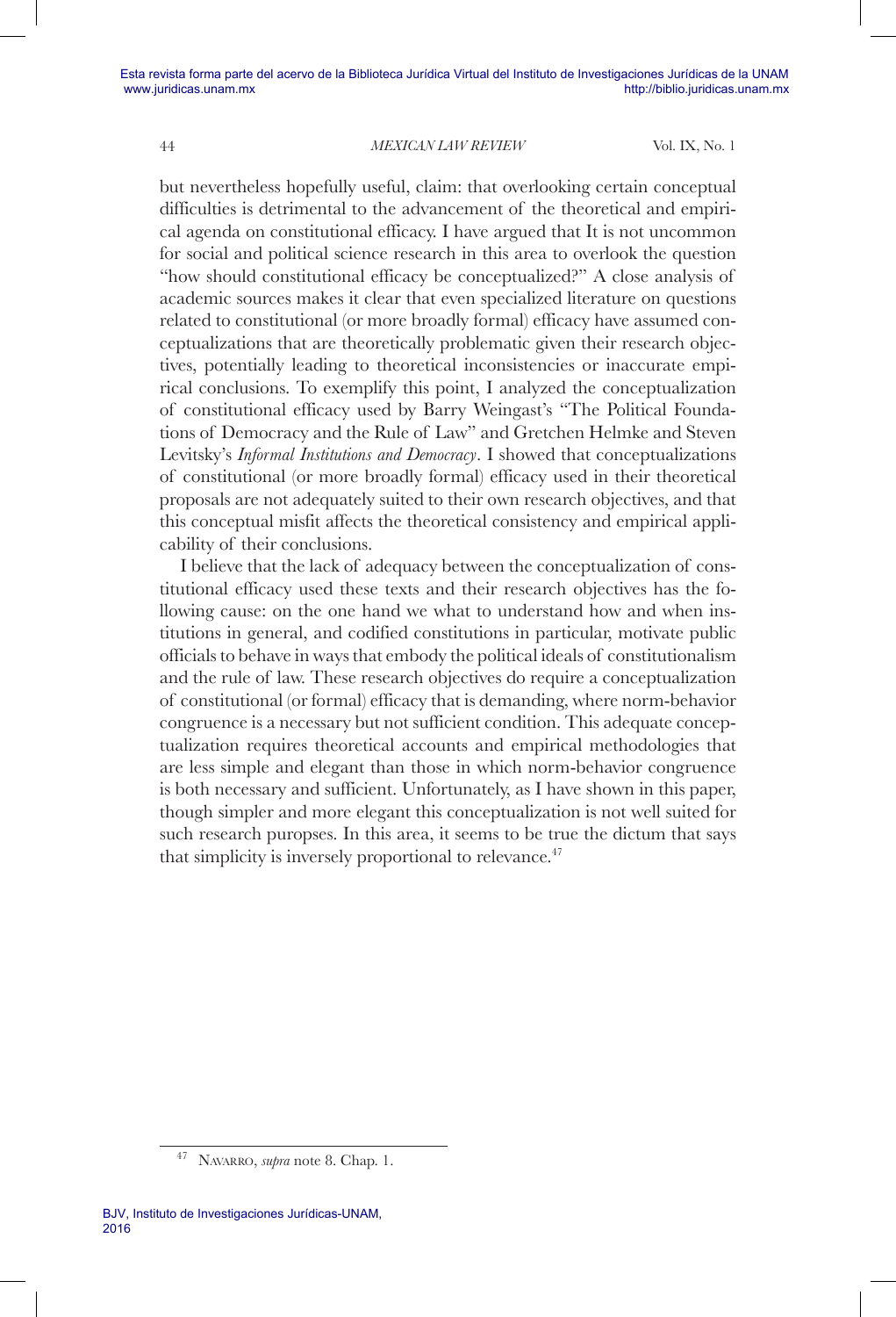but nevertheless hopefully useful, claim: that overlooking certain conceptual difficulties is detrimental to the advancement of the theoretical and empirical agenda on constitutional efficacy. I have argued that It is not uncommon for social and political science research in this area to overlook the question "how should constitutional efficacy be conceptualized?" A close analysis of academic sources makes it clear that even specialized literature on questions related to constitutional (or more broadly formal) efficacy have assumed conceptualizations that are theoretically problematic given their research objectives, potentially leading to theoretical inconsistencies or inaccurate empirical conclusions. To exemplify this point, I analyzed the conceptualization of constitutional efficacy used by Barry Weingast's "The Political Foundations of Democracy and the Rule of Law" and Gretchen Helmke and Steven Levitsky's *Informal Institutions and Democracy*. I showed that conceptualizations of constitutional (or more broadly formal) efficacy used in their theoretical proposals are not adequately suited to their own research objectives, and that this conceptual misfit affects the theoretical consistency and empirical applicability of their conclusions.

I believe that the lack of adequacy between the conceptualization of constitutional efficacy used these texts and their research objectives has the following cause: on the one hand we what to understand how and when institutions in general, and codified constitutions in particular, motivate public officials to behave in ways that embody the political ideals of constitutionalism and the rule of law. These research objectives do require a conceptualization of constitutional (or formal) efficacy that is demanding, where norm-behavior congruence is a necessary but not sufficient condition. This adequate conceptualization requires theoretical accounts and empirical methodologies that are less simple and elegant than those in which norm-behavior congruence is both necessary and sufficient. Unfortunately, as I have shown in this paper, though simpler and more elegant this conceptualization is not well suited for such research puropses. In this area, it seems to be true the dictum that says that simplicity is inversely proportional to relevance.[47]

[47] Navarro, *supra* note 8. Chap. 1.